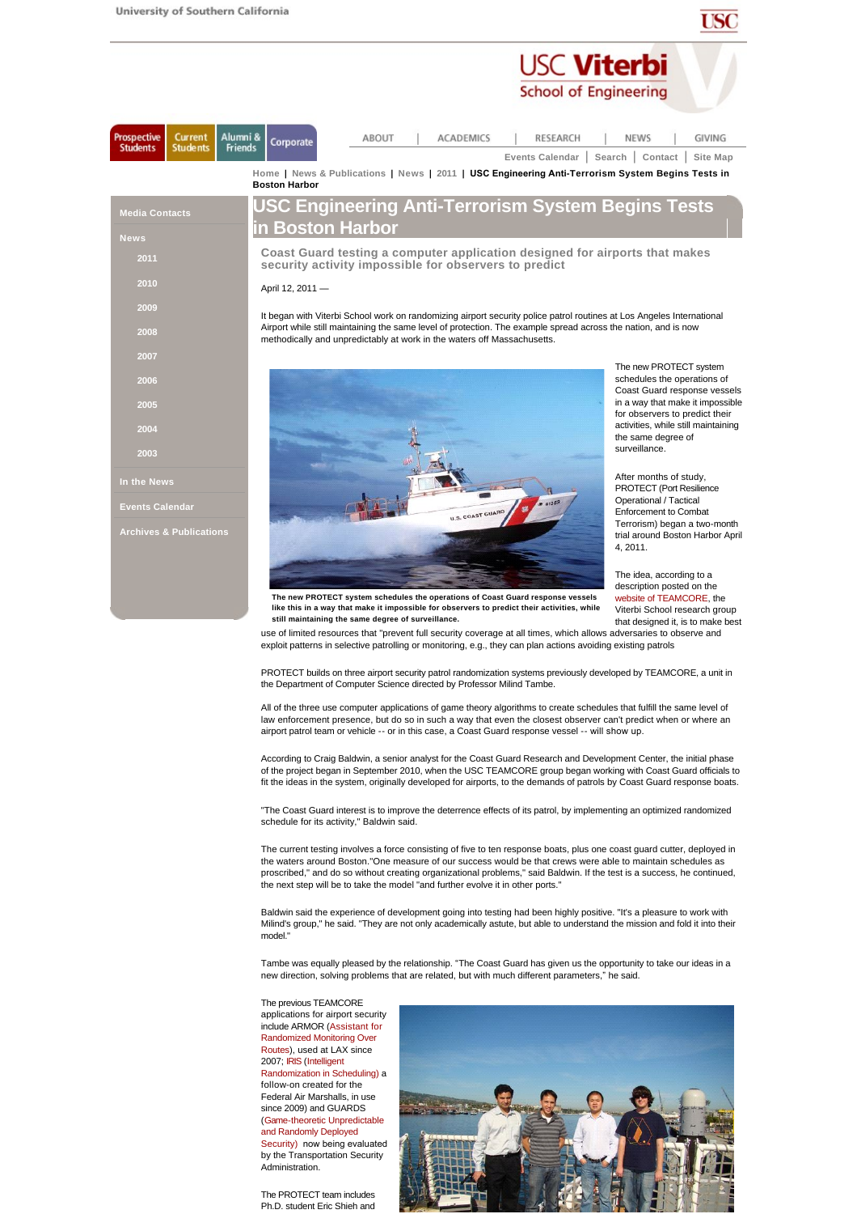# USC Engineering Anti-Terrorism System Begins Tests in Boston Harbor

## Coast Guard testing a computer application designed for airports that makes security activity impossible for observers to predict

April 12, 2011 —

It began with Viterbi School work on randomizing airport security police patrol routines at Los Angeles International Airport while still maintaining the same level of protection. The example spread across the nation, and is now methodically and unpredictably at work in the waters off Massachusetts.

**The new PROTECT system schedules the operations of Coast Guard response vessels like this in a way that make it impossible for observers to predict their activities, while still maintaining the same degree of surveillance.**

The new PROTECT system schedules the operations of Coast Guard response vessels in a way that make it impossible for observers to predict their activities, while still maintaining the same degree of surveillance.

After months of study, PROTECT (Port Resilience Operational / Tactical Enforcement to Combat Terrorism) began a two-month trial around Boston Harbor April 4, 2011.

The idea, according to a description posted on the website of TEAMCORE, the Viterbi School research group that designed it, is to make best use of limited resources that "prevent full security coverage at all times, which allows adversaries to observe and exploit patterns in selective patrolling or monitoring, e.g., they can plan actions avoiding existing patrols

PROTECT builds on three airport security patrol randomization systems previously developed by TEAMCORE, a unit in the Department of Computer Science directed by Professor Milind Tambe.

All of the three use computer applications of game theory algorithms to create schedules that fulfill the same level of law enforcement presence, but do so in such a way that even the closest observer can't predict when or where an airport patrol team or vehicle -- or in this case, a Coast Guard response vessel -- will show up.

According to Craig Baldwin, a senior analyst for the Coast Guard Research and Development Center, the initial phase of the project began in September 2010, when the USC TEAMCORE group began working with Coast Guard officials to fit the ideas in the system, originally developed for airports, to the demands of patrols by Coast Guard response boats.

"The Coast Guard interest is to improve the deterrence effects of its patrol, by implementing an optimized randomized schedule for its activity," Baldwin said.

The current testing involves a force consisting of five to ten response boats, plus one coast guard cutter, deployed in the waters around Boston."One measure of our success would be that crews were able to maintain schedules as proscribed," and do so without creating organizational problems," said Baldwin. If the test is a success, he continued, the next step will be to take the model "and further evolve it in other ports."

Baldwin said the experience of development going into testing had been highly positive. "It's a pleasure to work with Milind's group," he said. "They are not only academically astute, but able to understand the mission and fold it into their model."

Tambe was equally pleased by the relationship. "The Coast Guard has given us the opportunity to take our ideas in a new direction, solving problems that are related, but with much different parameters," he said.

The previous TEAMCORE applications for airport security include ARMOR (Assistant for Randomized Monitoring Over Routes), used at LAX since 2007; IRIS (Intelligent Randomization in Scheduling) a follow-on created for the Federal Air Marshalls, in use since 2009) and GUARDS (Game-theoretic Unpredictable and Randomly Deployed Security) now being evaluated by the Transportation Security Administration.

The PROTECT team includes Ph.D. student Eric Shieh and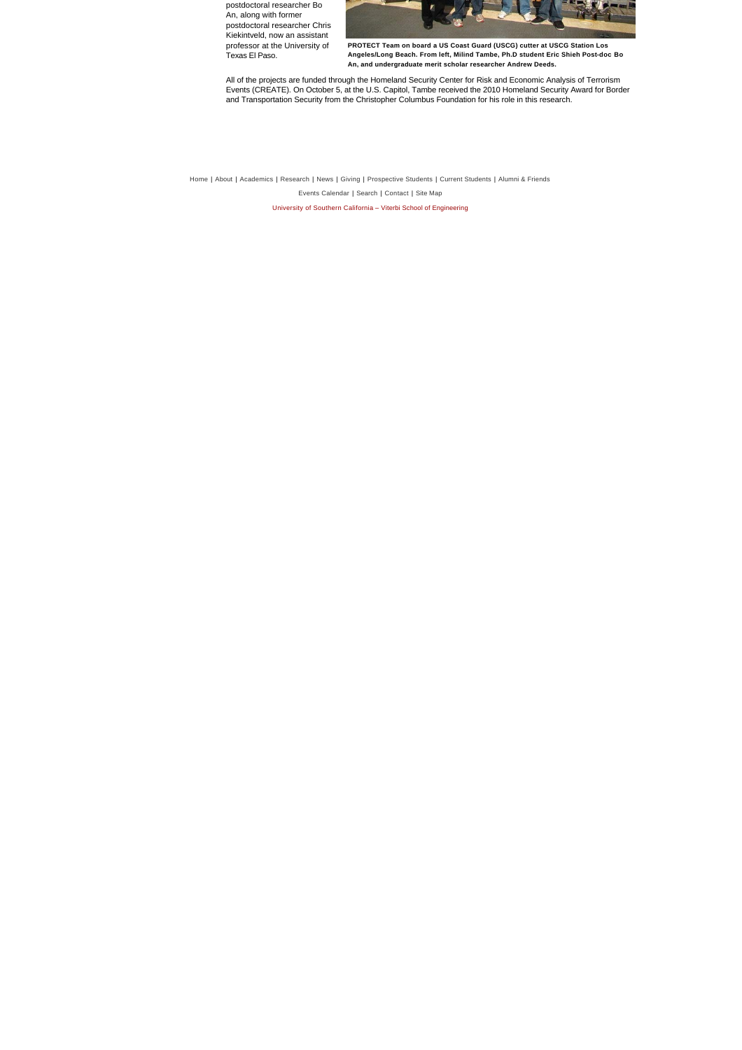postdoctoral researcher Bo An, along with former postdoctoral researcher Chris Kiekintveld, now an assistant professor at the University of Texas El Paso.

**PROTECT Team on board a US Coast Guard (USCG) cutter at USCG Station Los Angeles/Long Beach. From left, Milind Tambe, Ph.D student Eric Shieh Post-doc Bo An, and undergraduate merit scholar researcher Andrew Deeds.**

All of the projects are funded through the Homeland Security Center for Risk and Economic Analysis of Terrorism Events (CREATE). On October 5, at the U.S. Capitol, Tambe received the 2010 Homeland Security Award for Border and Transportation Security from the Christopher Columbus Foundation for his role in this research.

Home | About | Academics | Research | News | Giving | Prospective Students | Current Students | Alumni & Friends

Events Calendar | Search | Contact | Site Map

University of Southern California – Viterbi School of Engineering